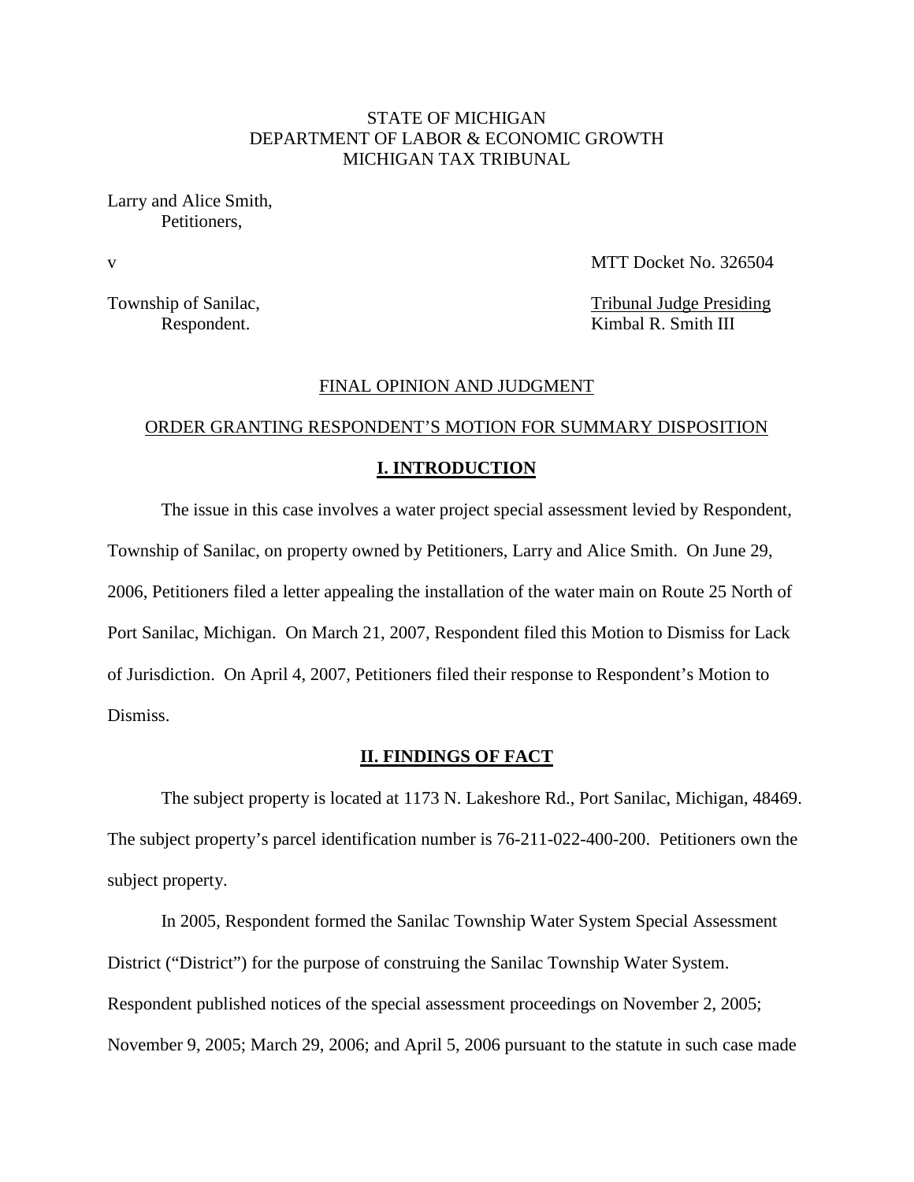STATE OF MICHIGAN
DEPARTMENT OF LABOR & ECONOMIC GROWTH
MICHIGAN TAX TRIBUNAL

Larry and Alice Smith,
Petitioners,

v MTT Docket No. 326504

Township of Sanilac,
Respondent.

Tribunal Judge Presiding
Kimbal R. Smith III

FINAL OPINION AND JUDGMENT

ORDER GRANTING RESPONDENT'S MOTION FOR SUMMARY DISPOSITION

## I. INTRODUCTION

The issue in this case involves a water project special assessment levied by Respondent, Township of Sanilac, on property owned by Petitioners, Larry and Alice Smith. On June 29, 2006, Petitioners filed a letter appealing the installation of the water main on Route 25 North of Port Sanilac, Michigan. On March 21, 2007, Respondent filed this Motion to Dismiss for Lack of Jurisdiction. On April 4, 2007, Petitioners filed their response to Respondent's Motion to Dismiss.

## II. FINDINGS OF FACT

The subject property is located at 1173 N. Lakeshore Rd., Port Sanilac, Michigan, 48469. The subject property's parcel identification number is 76-211-022-400-200. Petitioners own the subject property.

In 2005, Respondent formed the Sanilac Township Water System Special Assessment District ("District") for the purpose of construing the Sanilac Township Water System. Respondent published notices of the special assessment proceedings on November 2, 2005; November 9, 2005; March 29, 2006; and April 5, 2006 pursuant to the statute in such case made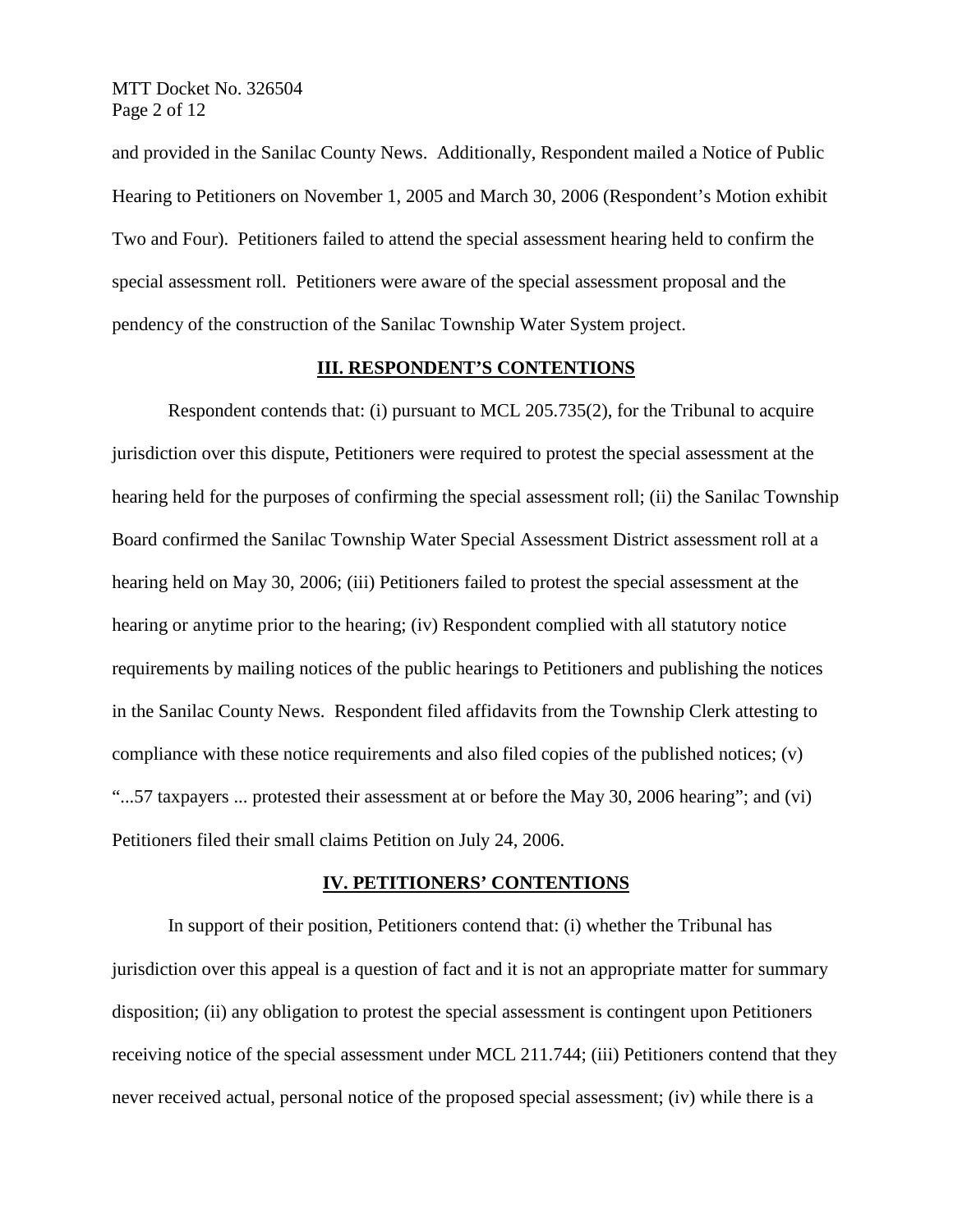and provided in the Sanilac County News. Additionally, Respondent mailed a Notice of Public Hearing to Petitioners on November 1, 2005 and March 30, 2006 (Respondent's Motion exhibit Two and Four). Petitioners failed to attend the special assessment hearing held to confirm the special assessment roll. Petitioners were aware of the special assessment proposal and the pendency of the construction of the Sanilac Township Water System project.

## III. RESPONDENT'S CONTENTIONS

Respondent contends that: (i) pursuant to MCL 205.735(2), for the Tribunal to acquire jurisdiction over this dispute, Petitioners were required to protest the special assessment at the hearing held for the purposes of confirming the special assessment roll; (ii) the Sanilac Township Board confirmed the Sanilac Township Water Special Assessment District assessment roll at a hearing held on May 30, 2006; (iii) Petitioners failed to protest the special assessment at the hearing or anytime prior to the hearing; (iv) Respondent complied with all statutory notice requirements by mailing notices of the public hearings to Petitioners and publishing the notices in the Sanilac County News. Respondent filed affidavits from the Township Clerk attesting to compliance with these notice requirements and also filed copies of the published notices; (v) "...57 taxpayers ... protested their assessment at or before the May 30, 2006 hearing"; and (vi) Petitioners filed their small claims Petition on July 24, 2006.

## IV. PETITIONERS' CONTENTIONS

In support of their position, Petitioners contend that: (i) whether the Tribunal has jurisdiction over this appeal is a question of fact and it is not an appropriate matter for summary disposition; (ii) any obligation to protest the special assessment is contingent upon Petitioners receiving notice of the special assessment under MCL 211.744; (iii) Petitioners contend that they never received actual, personal notice of the proposed special assessment; (iv) while there is a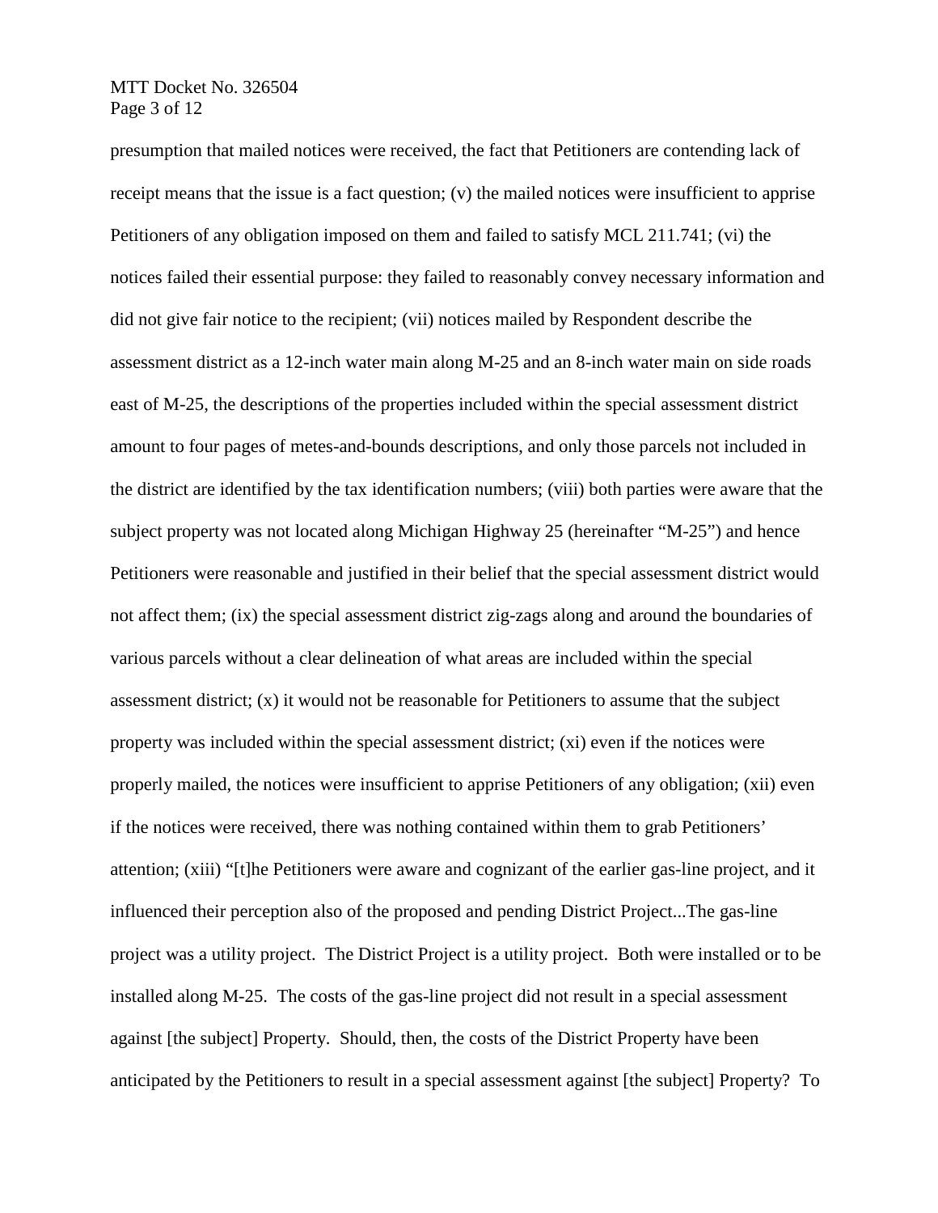presumption that mailed notices were received, the fact that Petitioners are contending lack of receipt means that the issue is a fact question; (v) the mailed notices were insufficient to apprise Petitioners of any obligation imposed on them and failed to satisfy MCL 211.741; (vi) the notices failed their essential purpose: they failed to reasonably convey necessary information and did not give fair notice to the recipient; (vii) notices mailed by Respondent describe the assessment district as a 12-inch water main along M-25 and an 8-inch water main on side roads east of M-25, the descriptions of the properties included within the special assessment district amount to four pages of metes-and-bounds descriptions, and only those parcels not included in the district are identified by the tax identification numbers; (viii) both parties were aware that the subject property was not located along Michigan Highway 25 (hereinafter "M-25") and hence Petitioners were reasonable and justified in their belief that the special assessment district would not affect them; (ix) the special assessment district zig-zags along and around the boundaries of various parcels without a clear delineation of what areas are included within the special assessment district; (x) it would not be reasonable for Petitioners to assume that the subject property was included within the special assessment district; (xi) even if the notices were properly mailed, the notices were insufficient to apprise Petitioners of any obligation; (xii) even if the notices were received, there was nothing contained within them to grab Petitioners' attention; (xiii) "[t]he Petitioners were aware and cognizant of the earlier gas-line project, and it influenced their perception also of the proposed and pending District Project...The gas-line project was a utility project. The District Project is a utility project. Both were installed or to be installed along M-25. The costs of the gas-line project did not result in a special assessment against [the subject] Property. Should, then, the costs of the District Property have been anticipated by the Petitioners to result in a special assessment against [the subject] Property? To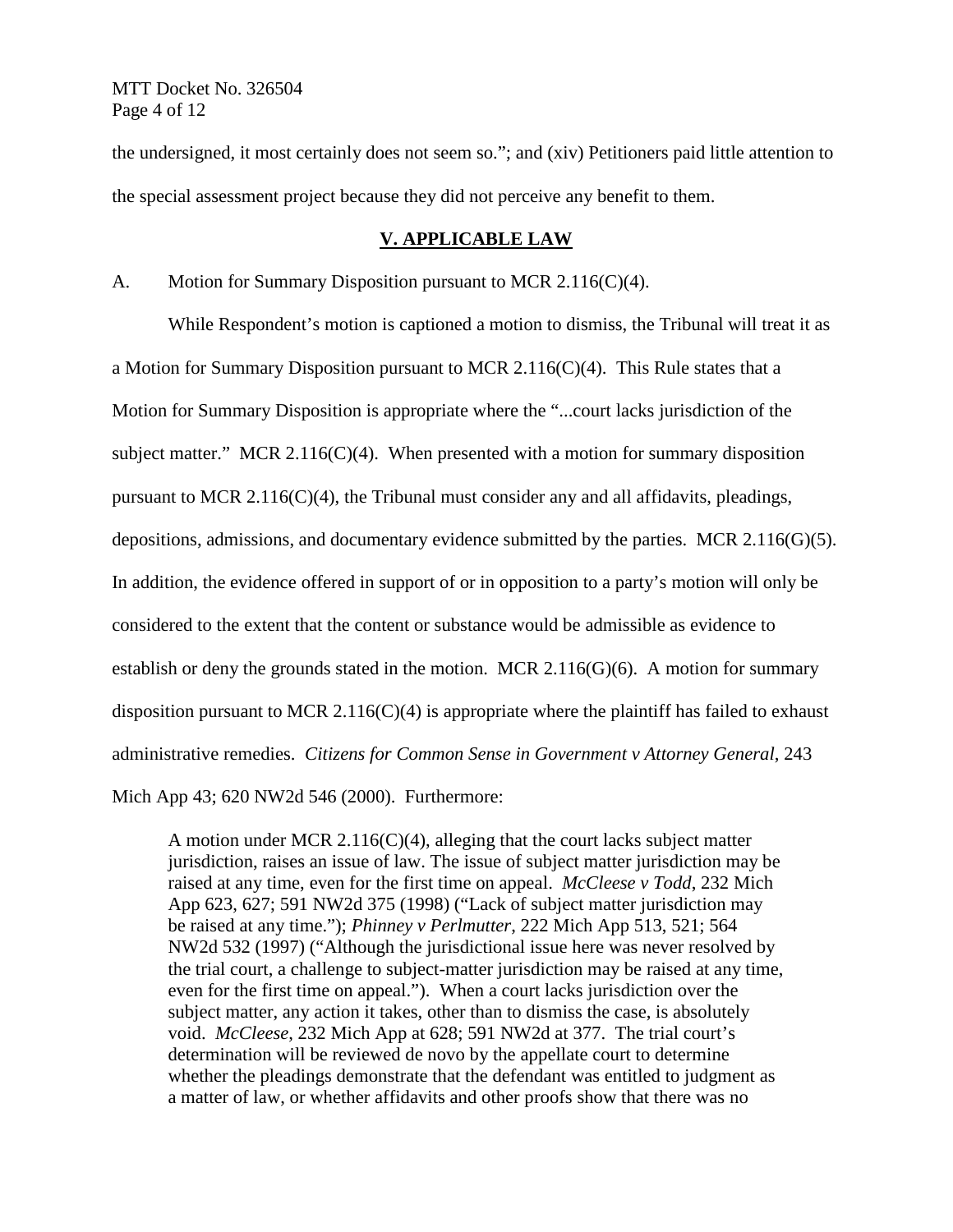the undersigned, it most certainly does not seem so."; and (xiv) Petitioners paid little attention to the special assessment project because they did not perceive any benefit to them.

## V. APPLICABLE LAW

A. Motion for Summary Disposition pursuant to MCR 2.116(C)(4).

While Respondent's motion is captioned a motion to dismiss, the Tribunal will treat it as a Motion for Summary Disposition pursuant to MCR 2.116(C)(4). This Rule states that a Motion for Summary Disposition is appropriate where the "...court lacks jurisdiction of the subject matter." MCR 2.116(C)(4). When presented with a motion for summary disposition pursuant to MCR 2.116(C)(4), the Tribunal must consider any and all affidavits, pleadings, depositions, admissions, and documentary evidence submitted by the parties. MCR 2.116(G)(5). In addition, the evidence offered in support of or in opposition to a party's motion will only be considered to the extent that the content or substance would be admissible as evidence to establish or deny the grounds stated in the motion. MCR 2.116(G)(6). A motion for summary disposition pursuant to MCR 2.116(C)(4) is appropriate where the plaintiff has failed to exhaust administrative remedies. *Citizens for Common Sense in Government v Attorney General*, 243 Mich App 43; 620 NW2d 546 (2000). Furthermore:

> A motion under MCR 2.116(C)(4), alleging that the court lacks subject matter jurisdiction, raises an issue of law. The issue of subject matter jurisdiction may be raised at any time, even for the first time on appeal. *McCleese v Todd*, 232 Mich App 623, 627; 591 NW2d 375 (1998) ("Lack of subject matter jurisdiction may be raised at any time."); *Phinney v Perlmutter*, 222 Mich App 513, 521; 564 NW2d 532 (1997) ("Although the jurisdictional issue here was never resolved by the trial court, a challenge to subject-matter jurisdiction may be raised at any time, even for the first time on appeal."). When a court lacks jurisdiction over the subject matter, any action it takes, other than to dismiss the case, is absolutely void. *McCleese*, 232 Mich App at 628; 591 NW2d at 377. The trial court's determination will be reviewed de novo by the appellate court to determine whether the pleadings demonstrate that the defendant was entitled to judgment as a matter of law, or whether affidavits and other proofs show that there was no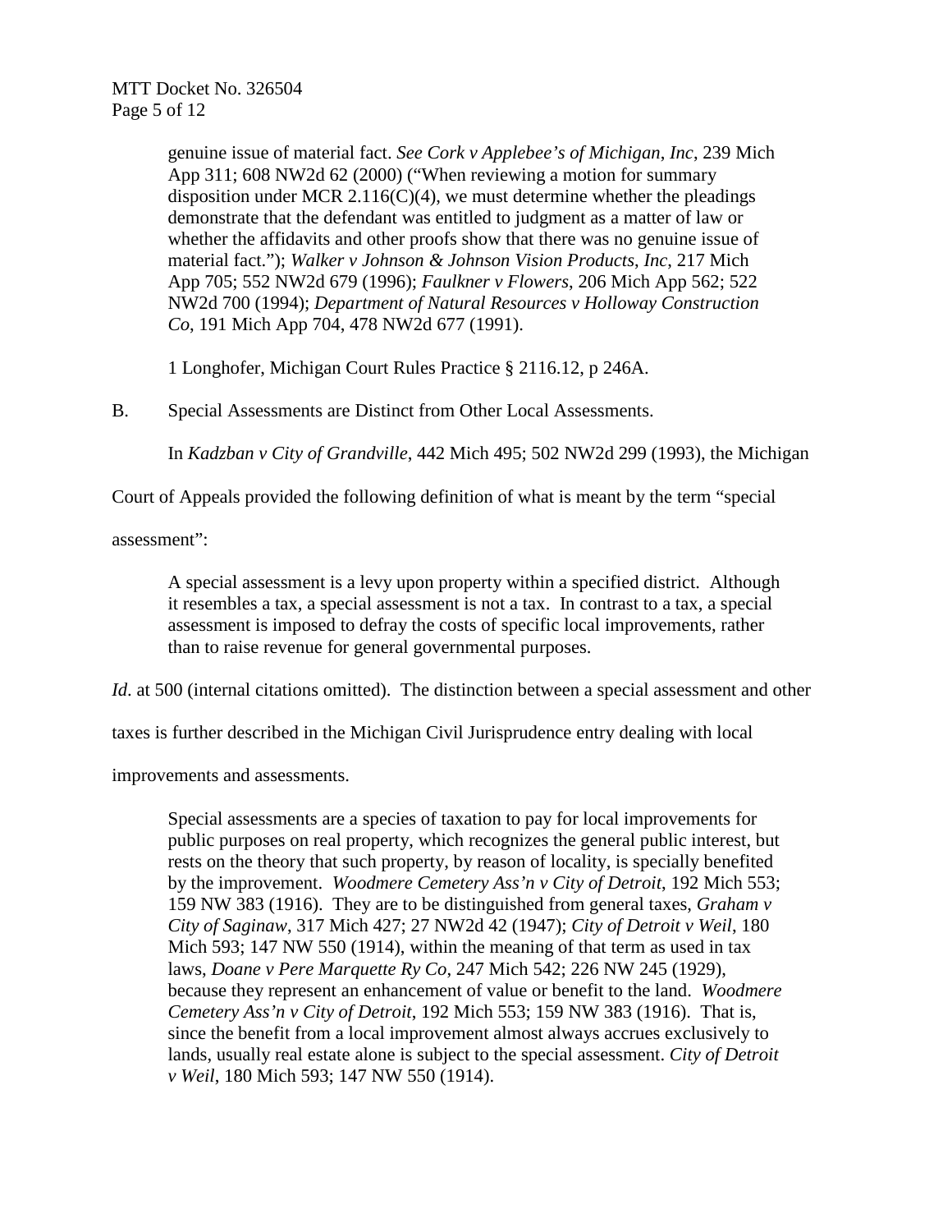> genuine issue of material fact. *See Cork v Applebee's of Michigan, Inc*, 239 Mich App 311; 608 NW2d 62 (2000) ("When reviewing a motion for summary disposition under MCR 2.116(C)(4), we must determine whether the pleadings demonstrate that the defendant was entitled to judgment as a matter of law or whether the affidavits and other proofs show that there was no genuine issue of material fact."); *Walker v Johnson & Johnson Vision Products, Inc*, 217 Mich App 705; 552 NW2d 679 (1996); *Faulkner v Flowers*, 206 Mich App 562; 522 NW2d 700 (1994); *Department of Natural Resources v Holloway Construction Co*, 191 Mich App 704, 478 NW2d 677 (1991).
>
> 1 Longhofer, Michigan Court Rules Practice § 2116.12, p 246A.

B. Special Assessments are Distinct from Other Local Assessments.

In *Kadzban v City of Grandville*, 442 Mich 495; 502 NW2d 299 (1993), the Michigan Court of Appeals provided the following definition of what is meant by the term "special assessment":

> A special assessment is a levy upon property within a specified district. Although it resembles a tax, a special assessment is not a tax. In contrast to a tax, a special assessment is imposed to defray the costs of specific local improvements, rather than to raise revenue for general governmental purposes.

*Id*. at 500 (internal citations omitted). The distinction between a special assessment and other taxes is further described in the Michigan Civil Jurisprudence entry dealing with local improvements and assessments.

> Special assessments are a species of taxation to pay for local improvements for public purposes on real property, which recognizes the general public interest, but rests on the theory that such property, by reason of locality, is specially benefited by the improvement. *Woodmere Cemetery Ass'n v City of Detroit*, 192 Mich 553; 159 NW 383 (1916). They are to be distinguished from general taxes, *Graham v City of Saginaw*, 317 Mich 427; 27 NW2d 42 (1947); *City of Detroit v Weil*, 180 Mich 593; 147 NW 550 (1914), within the meaning of that term as used in tax laws, *Doane v Pere Marquette Ry Co*, 247 Mich 542; 226 NW 245 (1929), because they represent an enhancement of value or benefit to the land. *Woodmere Cemetery Ass'n v City of Detroit*, 192 Mich 553; 159 NW 383 (1916). That is, since the benefit from a local improvement almost always accrues exclusively to lands, usually real estate alone is subject to the special assessment. *City of Detroit v Weil*, 180 Mich 593; 147 NW 550 (1914).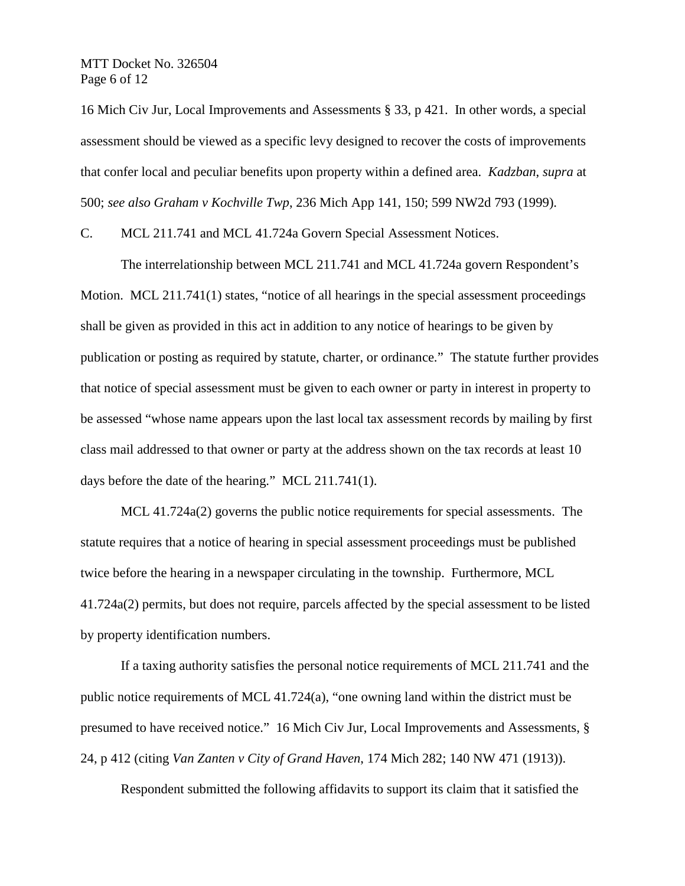16 Mich Civ Jur, Local Improvements and Assessments § 33, p 421. In other words, a special assessment should be viewed as a specific levy designed to recover the costs of improvements that confer local and peculiar benefits upon property within a defined area. *Kadzban*, *supra* at 500; *see also Graham v Kochville Twp*, 236 Mich App 141, 150; 599 NW2d 793 (1999).

C. MCL 211.741 and MCL 41.724a Govern Special Assessment Notices.

The interrelationship between MCL 211.741 and MCL 41.724a govern Respondent's Motion. MCL 211.741(1) states, "notice of all hearings in the special assessment proceedings shall be given as provided in this act in addition to any notice of hearings to be given by publication or posting as required by statute, charter, or ordinance." The statute further provides that notice of special assessment must be given to each owner or party in interest in property to be assessed "whose name appears upon the last local tax assessment records by mailing by first class mail addressed to that owner or party at the address shown on the tax records at least 10 days before the date of the hearing." MCL 211.741(1).

MCL 41.724a(2) governs the public notice requirements for special assessments. The statute requires that a notice of hearing in special assessment proceedings must be published twice before the hearing in a newspaper circulating in the township. Furthermore, MCL 41.724a(2) permits, but does not require, parcels affected by the special assessment to be listed by property identification numbers.

If a taxing authority satisfies the personal notice requirements of MCL 211.741 and the public notice requirements of MCL 41.724(a), "one owning land within the district must be presumed to have received notice." 16 Mich Civ Jur, Local Improvements and Assessments, § 24, p 412 (citing *Van Zanten v City of Grand Haven*, 174 Mich 282; 140 NW 471 (1913)).

Respondent submitted the following affidavits to support its claim that it satisfied the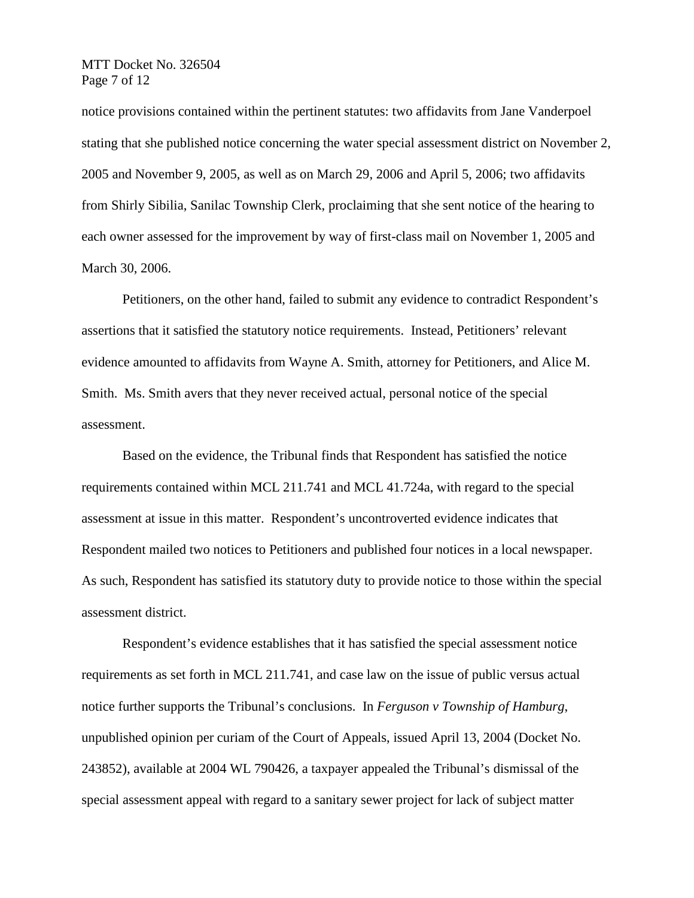notice provisions contained within the pertinent statutes: two affidavits from Jane Vanderpoel stating that she published notice concerning the water special assessment district on November 2, 2005 and November 9, 2005, as well as on March 29, 2006 and April 5, 2006; two affidavits from Shirly Sibilia, Sanilac Township Clerk, proclaiming that she sent notice of the hearing to each owner assessed for the improvement by way of first-class mail on November 1, 2005 and March 30, 2006.

Petitioners, on the other hand, failed to submit any evidence to contradict Respondent's assertions that it satisfied the statutory notice requirements. Instead, Petitioners' relevant evidence amounted to affidavits from Wayne A. Smith, attorney for Petitioners, and Alice M. Smith. Ms. Smith avers that they never received actual, personal notice of the special assessment.

Based on the evidence, the Tribunal finds that Respondent has satisfied the notice requirements contained within MCL 211.741 and MCL 41.724a, with regard to the special assessment at issue in this matter. Respondent's uncontroverted evidence indicates that Respondent mailed two notices to Petitioners and published four notices in a local newspaper. As such, Respondent has satisfied its statutory duty to provide notice to those within the special assessment district.

Respondent's evidence establishes that it has satisfied the special assessment notice requirements as set forth in MCL 211.741, and case law on the issue of public versus actual notice further supports the Tribunal's conclusions. In *Ferguson v Township of Hamburg*, unpublished opinion per curiam of the Court of Appeals, issued April 13, 2004 (Docket No. 243852), available at 2004 WL 790426, a taxpayer appealed the Tribunal's dismissal of the special assessment appeal with regard to a sanitary sewer project for lack of subject matter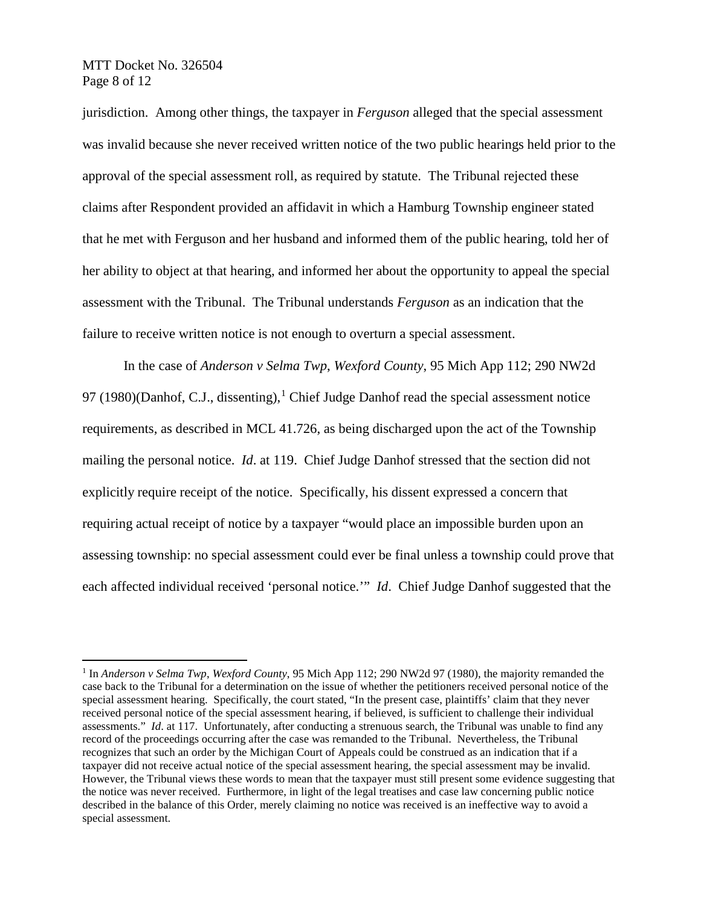jurisdiction. Among other things, the taxpayer in *Ferguson* alleged that the special assessment was invalid because she never received written notice of the two public hearings held prior to the approval of the special assessment roll, as required by statute. The Tribunal rejected these claims after Respondent provided an affidavit in which a Hamburg Township engineer stated that he met with Ferguson and her husband and informed them of the public hearing, told her of her ability to object at that hearing, and informed her about the opportunity to appeal the special assessment with the Tribunal. The Tribunal understands *Ferguson* as an indication that the failure to receive written notice is not enough to overturn a special assessment.

In the case of *Anderson v Selma Twp, Wexford County*, 95 Mich App 112; 290 NW2d 97 (1980)(Danhof, C.J., dissenting),[1] Chief Judge Danhof read the special assessment notice requirements, as described in MCL 41.726, as being discharged upon the act of the Township mailing the personal notice. *Id*. at 119. Chief Judge Danhof stressed that the section did not explicitly require receipt of the notice. Specifically, his dissent expressed a concern that requiring actual receipt of notice by a taxpayer "would place an impossible burden upon an assessing township: no special assessment could ever be final unless a township could prove that each affected individual received 'personal notice.'" *Id*. Chief Judge Danhof suggested that the

---

[1] In *Anderson v Selma Twp, Wexford County*, 95 Mich App 112; 290 NW2d 97 (1980), the majority remanded the case back to the Tribunal for a determination on the issue of whether the petitioners received personal notice of the special assessment hearing. Specifically, the court stated, "In the present case, plaintiffs' claim that they never received personal notice of the special assessment hearing, if believed, is sufficient to challenge their individual assessments." *Id*. at 117. Unfortunately, after conducting a strenuous search, the Tribunal was unable to find any record of the proceedings occurring after the case was remanded to the Tribunal. Nevertheless, the Tribunal recognizes that such an order by the Michigan Court of Appeals could be construed as an indication that if a taxpayer did not receive actual notice of the special assessment hearing, the special assessment may be invalid. However, the Tribunal views these words to mean that the taxpayer must still present some evidence suggesting that the notice was never received. Furthermore, in light of the legal treatises and case law concerning public notice described in the balance of this Order, merely claiming no notice was received is an ineffective way to avoid a special assessment.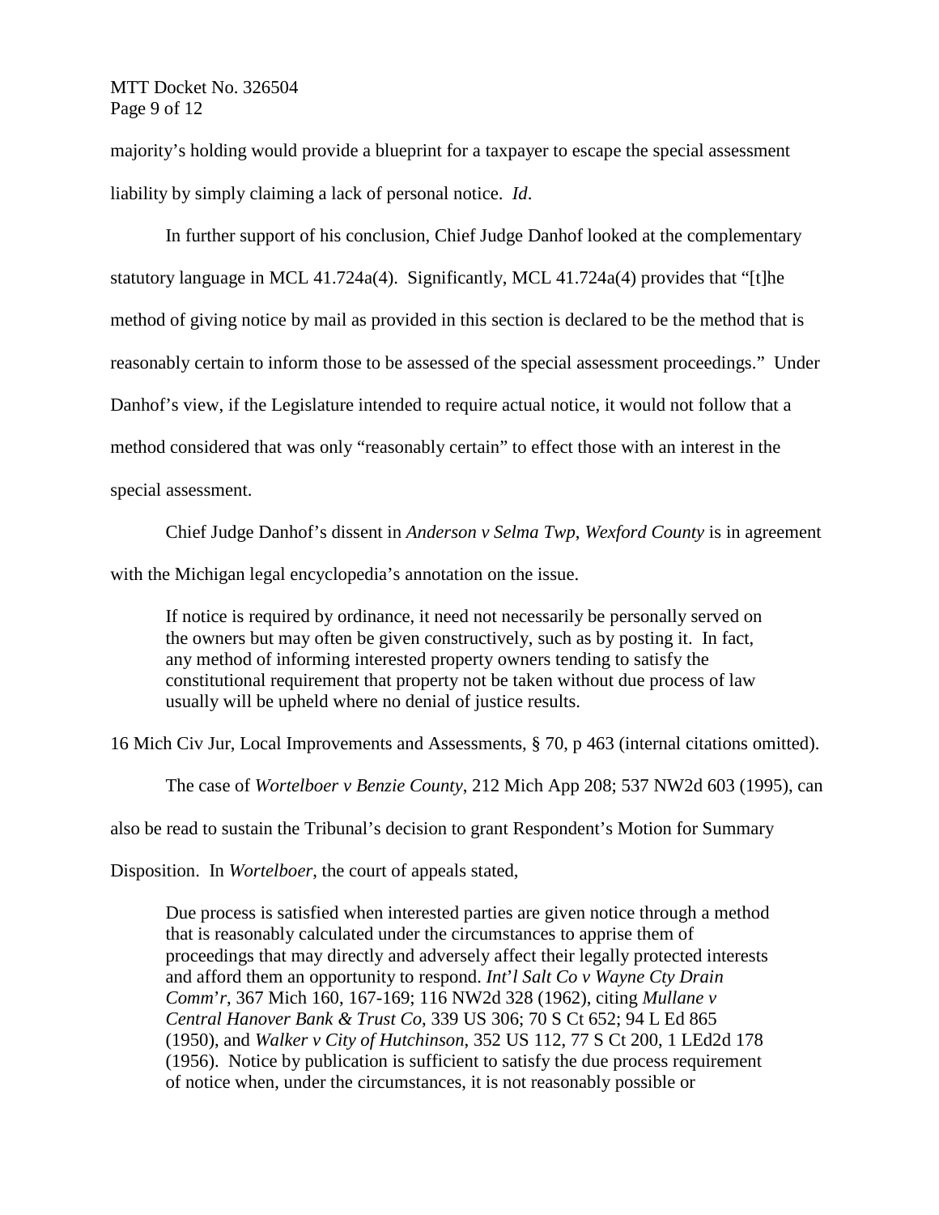majority's holding would provide a blueprint for a taxpayer to escape the special assessment liability by simply claiming a lack of personal notice. *Id*.

In further support of his conclusion, Chief Judge Danhof looked at the complementary statutory language in MCL 41.724a(4). Significantly, MCL 41.724a(4) provides that "[t]he method of giving notice by mail as provided in this section is declared to be the method that is reasonably certain to inform those to be assessed of the special assessment proceedings." Under Danhof's view, if the Legislature intended to require actual notice, it would not follow that a method considered that was only "reasonably certain" to effect those with an interest in the special assessment.

Chief Judge Danhof's dissent in *Anderson v Selma Twp, Wexford County* is in agreement with the Michigan legal encyclopedia's annotation on the issue.

> If notice is required by ordinance, it need not necessarily be personally served on the owners but may often be given constructively, such as by posting it. In fact, any method of informing interested property owners tending to satisfy the constitutional requirement that property not be taken without due process of law usually will be upheld where no denial of justice results.

16 Mich Civ Jur, Local Improvements and Assessments, § 70, p 463 (internal citations omitted).

The case of *Wortelboer v Benzie County*, 212 Mich App 208; 537 NW2d 603 (1995), can also be read to sustain the Tribunal's decision to grant Respondent's Motion for Summary Disposition. In *Wortelboer*, the court of appeals stated,

> Due process is satisfied when interested parties are given notice through a method that is reasonably calculated under the circumstances to apprise them of proceedings that may directly and adversely affect their legally protected interests and afford them an opportunity to respond. *Int'l Salt Co v Wayne Cty Drain Comm'r*, 367 Mich 160, 167-169; 116 NW2d 328 (1962), citing *Mullane v Central Hanover Bank & Trust Co*, 339 US 306; 70 S Ct 652; 94 L Ed 865 (1950), and *Walker v City of Hutchinson*, 352 US 112, 77 S Ct 200, 1 LEd2d 178 (1956). Notice by publication is sufficient to satisfy the due process requirement of notice when, under the circumstances, it is not reasonably possible or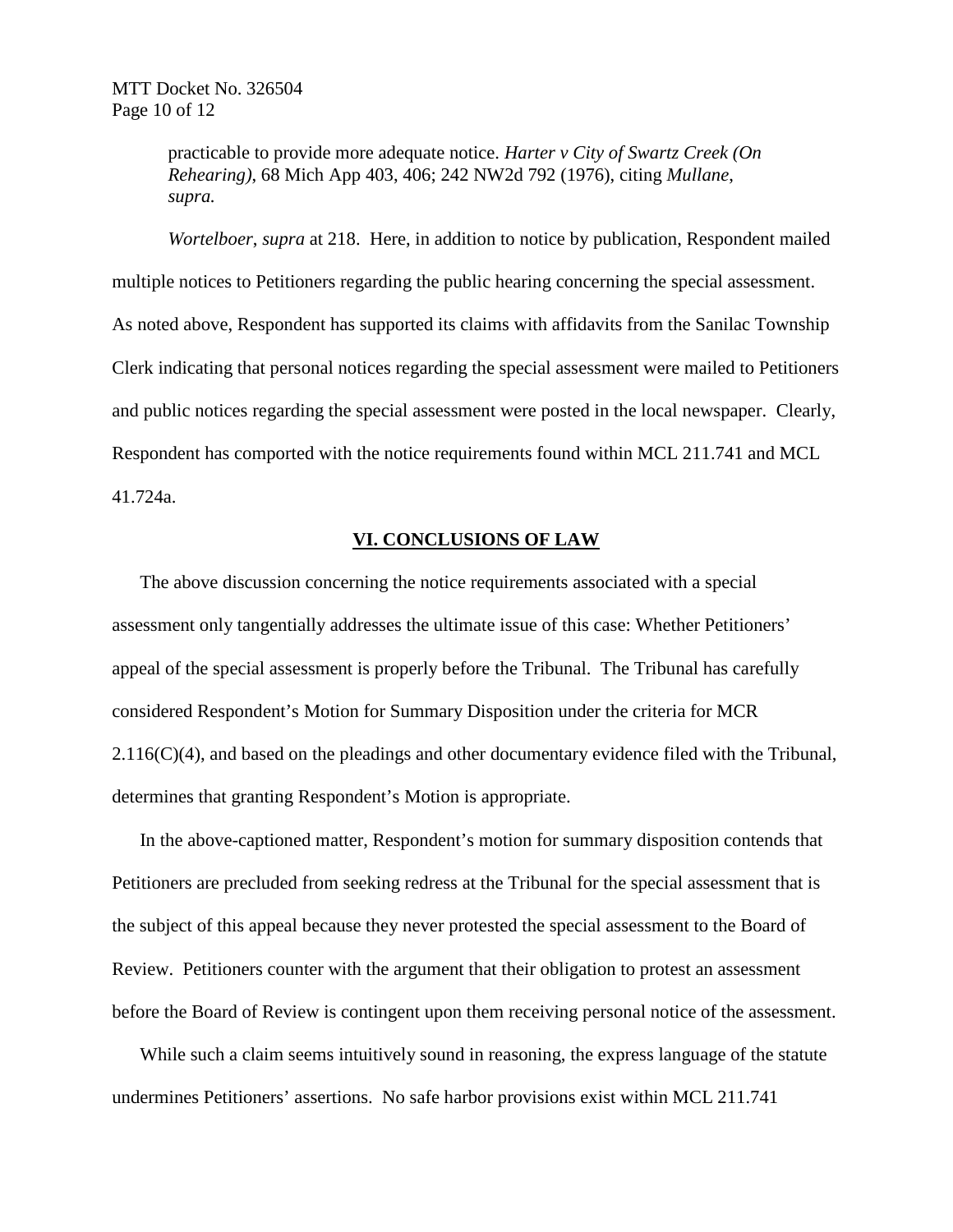> practicable to provide more adequate notice. *Harter v City of Swartz Creek (On Rehearing)*, 68 Mich App 403, 406; 242 NW2d 792 (1976), citing *Mullane*, *supra.*

*Wortelboer*, *supra* at 218. Here, in addition to notice by publication, Respondent mailed multiple notices to Petitioners regarding the public hearing concerning the special assessment. As noted above, Respondent has supported its claims with affidavits from the Sanilac Township Clerk indicating that personal notices regarding the special assessment were mailed to Petitioners and public notices regarding the special assessment were posted in the local newspaper. Clearly, Respondent has comported with the notice requirements found within MCL 211.741 and MCL 41.724a.

## VI. CONCLUSIONS OF LAW

The above discussion concerning the notice requirements associated with a special assessment only tangentially addresses the ultimate issue of this case: Whether Petitioners' appeal of the special assessment is properly before the Tribunal. The Tribunal has carefully considered Respondent's Motion for Summary Disposition under the criteria for MCR 2.116(C)(4), and based on the pleadings and other documentary evidence filed with the Tribunal, determines that granting Respondent's Motion is appropriate.

In the above-captioned matter, Respondent's motion for summary disposition contends that Petitioners are precluded from seeking redress at the Tribunal for the special assessment that is the subject of this appeal because they never protested the special assessment to the Board of Review. Petitioners counter with the argument that their obligation to protest an assessment before the Board of Review is contingent upon them receiving personal notice of the assessment.

While such a claim seems intuitively sound in reasoning, the express language of the statute undermines Petitioners' assertions. No safe harbor provisions exist within MCL 211.741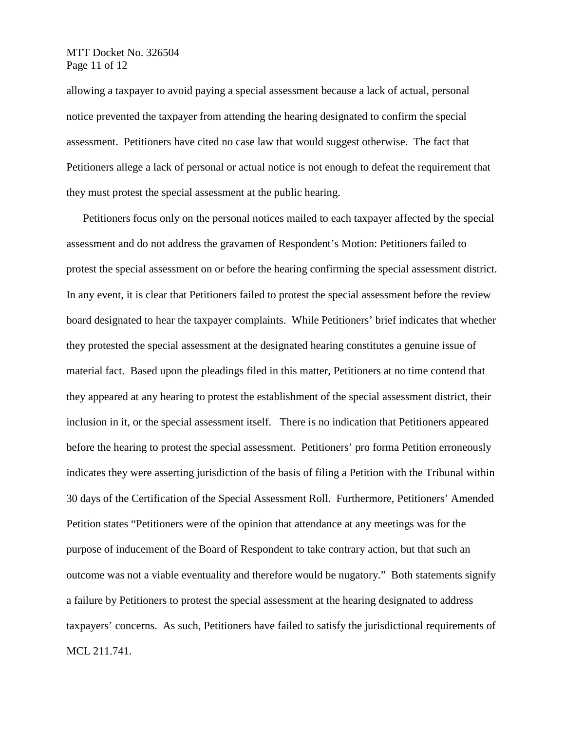allowing a taxpayer to avoid paying a special assessment because a lack of actual, personal notice prevented the taxpayer from attending the hearing designated to confirm the special assessment. Petitioners have cited no case law that would suggest otherwise. The fact that Petitioners allege a lack of personal or actual notice is not enough to defeat the requirement that they must protest the special assessment at the public hearing.

Petitioners focus only on the personal notices mailed to each taxpayer affected by the special assessment and do not address the gravamen of Respondent's Motion: Petitioners failed to protest the special assessment on or before the hearing confirming the special assessment district. In any event, it is clear that Petitioners failed to protest the special assessment before the review board designated to hear the taxpayer complaints. While Petitioners' brief indicates that whether they protested the special assessment at the designated hearing constitutes a genuine issue of material fact. Based upon the pleadings filed in this matter, Petitioners at no time contend that they appeared at any hearing to protest the establishment of the special assessment district, their inclusion in it, or the special assessment itself. There is no indication that Petitioners appeared before the hearing to protest the special assessment. Petitioners' pro forma Petition erroneously indicates they were asserting jurisdiction of the basis of filing a Petition with the Tribunal within 30 days of the Certification of the Special Assessment Roll. Furthermore, Petitioners' Amended Petition states "Petitioners were of the opinion that attendance at any meetings was for the purpose of inducement of the Board of Respondent to take contrary action, but that such an outcome was not a viable eventuality and therefore would be nugatory." Both statements signify a failure by Petitioners to protest the special assessment at the hearing designated to address taxpayers' concerns. As such, Petitioners have failed to satisfy the jurisdictional requirements of MCL 211.741.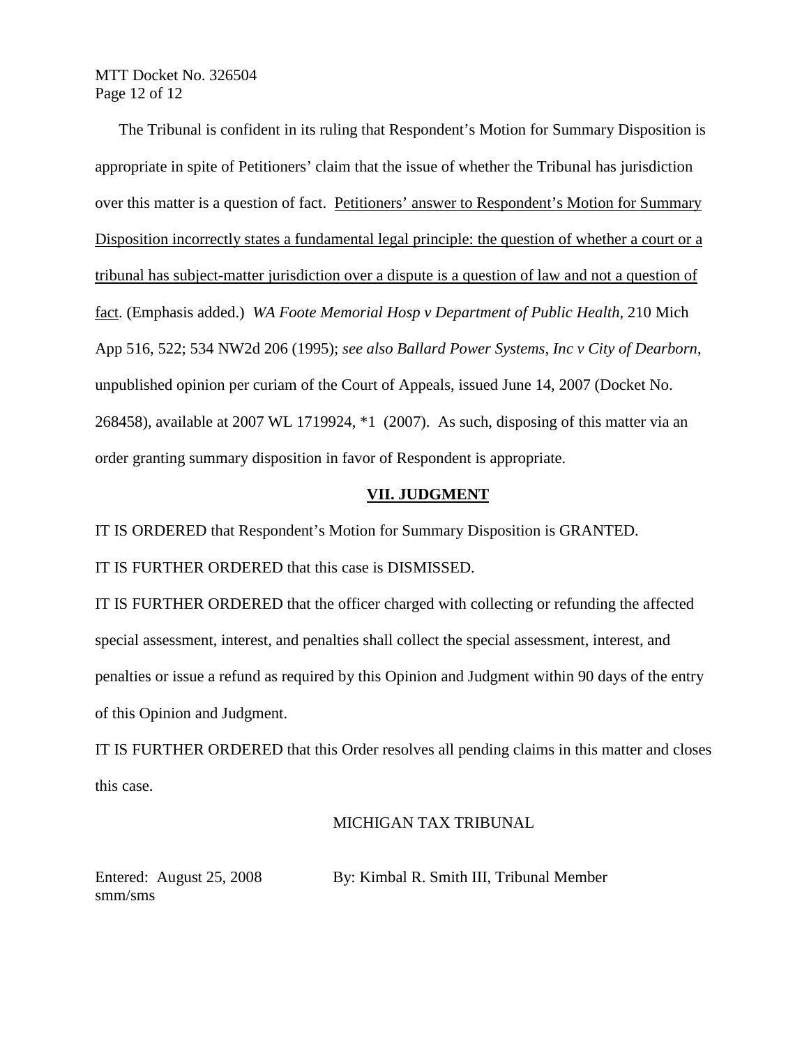The Tribunal is confident in its ruling that Respondent's Motion for Summary Disposition is appropriate in spite of Petitioners' claim that the issue of whether the Tribunal has jurisdiction over this matter is a question of fact. <u>Petitioners' answer to Respondent's Motion for Summary Disposition incorrectly states a fundamental legal principle: the question of whether a court or a tribunal has subject-matter jurisdiction over a dispute is a question of law and not a question of fact</u>. (Emphasis added.) *WA Foote Memorial Hosp v Department of Public Health*, 210 Mich App 516, 522; 534 NW2d 206 (1995); *see also Ballard Power Systems, Inc v City of Dearborn*, unpublished opinion per curiam of the Court of Appeals, issued June 14, 2007 (Docket No. 268458), available at 2007 WL 1719924, *1 (2007). As such, disposing of this matter via an order granting summary disposition in favor of Respondent is appropriate.

## VII. JUDGMENT

IT IS ORDERED that Respondent's Motion for Summary Disposition is GRANTED.

IT IS FURTHER ORDERED that this case is DISMISSED.

IT IS FURTHER ORDERED that the officer charged with collecting or refunding the affected special assessment, interest, and penalties shall collect the special assessment, interest, and penalties or issue a refund as required by this Opinion and Judgment within 90 days of the entry of this Opinion and Judgment.

IT IS FURTHER ORDERED that this Order resolves all pending claims in this matter and closes this case.

MICHIGAN TAX TRIBUNAL

Entered: August 25, 2008 By: Kimbal R. Smith III, Tribunal Member

smm/sms